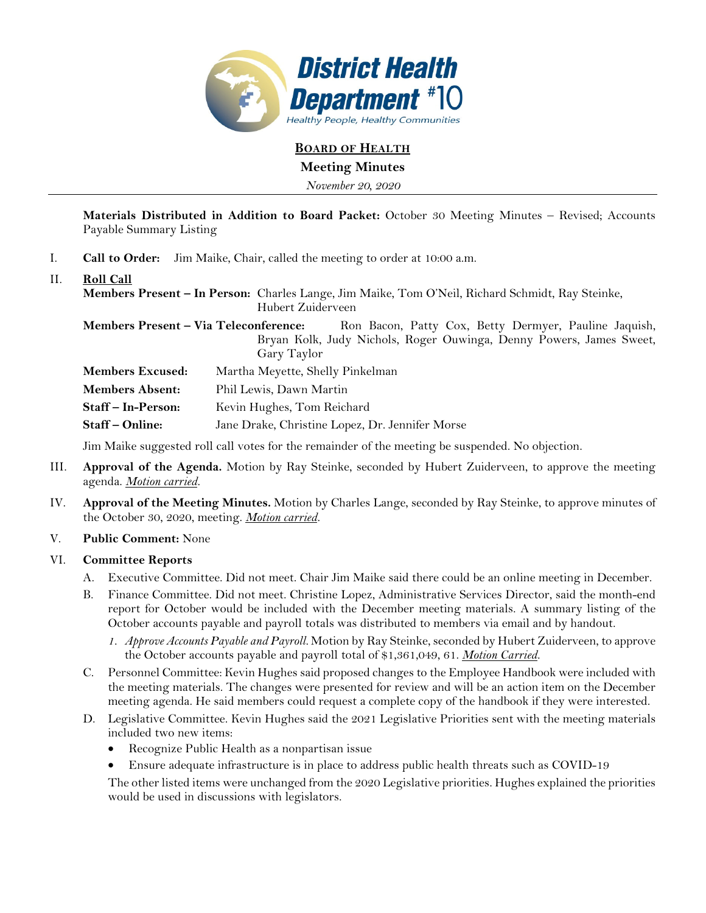# District Health Department #10

Healthy People, Healthy Communities

## BOARD OF HEALTH

### Meeting Minutes

*November 20, 2020*

---

**Materials Distributed in Addition to Board Packet:** October 30 Meeting Minutes – Revised; Accounts Payable Summary Listing

I. **Call to Order:** Jim Maike, Chair, called the meeting to order at 10:00 a.m.

II. **Roll Call**

**Members Present – In Person:** Charles Lange, Jim Maike, Tom O'Neil, Richard Schmidt, Ray Steinke, Hubert Zuiderveen

**Members Present – Via Teleconference:** Ron Bacon, Patty Cox, Betty Dermyer, Pauline Jaquish, Bryan Kolk, Judy Nichols, Roger Ouwinga, Denny Powers, James Sweet, Gary Taylor

**Members Excused:** Martha Meyette, Shelly Pinkelman

**Members Absent:** Phil Lewis, Dawn Martin

**Staff – In-Person:** Kevin Hughes, Tom Reichard

**Staff – Online:** Jane Drake, Christine Lopez, Dr. Jennifer Morse

Jim Maike suggested roll call votes for the remainder of the meeting be suspended. No objection.

III. **Approval of the Agenda.** Motion by Ray Steinke, seconded by Hubert Zuiderveen, to approve the meeting agenda. ***Motion carried.***

IV. **Approval of the Meeting Minutes.** Motion by Charles Lange, seconded by Ray Steinke, to approve minutes of the October 30, 2020, meeting. ***Motion carried.***

V. **Public Comment:** None

VI. **Committee Reports**

A. Executive Committee. Did not meet. Chair Jim Maike said there could be an online meeting in December.

B. Finance Committee. Did not meet. Christine Lopez, Administrative Services Director, said the month-end report for October would be included with the December meeting materials. A summary listing of the October accounts payable and payroll totals was distributed to members via email and by handout.

   1. *Approve Accounts Payable and Payroll.* Motion by Ray Steinke, seconded by Hubert Zuiderveen, to approve the October accounts payable and payroll total of $1,361,049, 61. ***Motion Carried.***

C. Personnel Committee: Kevin Hughes said proposed changes to the Employee Handbook were included with the meeting materials. The changes were presented for review and will be an action item on the December meeting agenda. He said members could request a complete copy of the handbook if they were interested.

D. Legislative Committee. Kevin Hughes said the 2021 Legislative Priorities sent with the meeting materials included two new items:

- Recognize Public Health as a nonpartisan issue
- Ensure adequate infrastructure is in place to address public health threats such as COVID-19

The other listed items were unchanged from the 2020 Legislative priorities. Hughes explained the priorities would be used in discussions with legislators.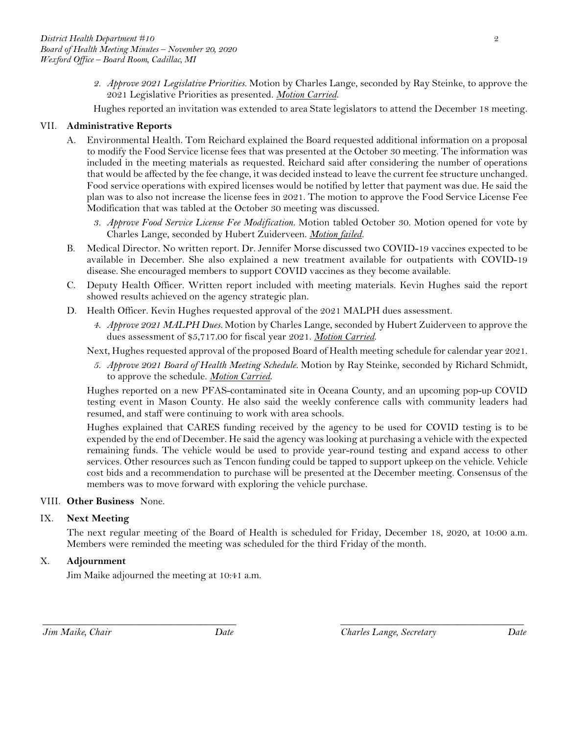2. *Approve 2021 Legislative Priorities.* Motion by Charles Lange, seconded by Ray Steinke, to approve the 2021 Legislative Priorities as presented. ***Motion Carried.***

Hughes reported an invitation was extended to area State legislators to attend the December 18 meeting.

VII. **Administrative Reports**

A. Environmental Health. Tom Reichard explained the Board requested additional information on a proposal to modify the Food Service license fees that was presented at the October 30 meeting. The information was included in the meeting materials as requested. Reichard said after considering the number of operations that would be affected by the fee change, it was decided instead to leave the current fee structure unchanged. Food service operations with expired licenses would be notified by letter that payment was due. He said the plan was to also not increase the license fees in 2021. The motion to approve the Food Service License Fee Modification that was tabled at the October 30 meeting was discussed.

3. *Approve Food Service License Fee Modification.* Motion tabled October 30. Motion opened for vote by Charles Lange, seconded by Hubert Zuiderveen. ***Motion failed.***

B. Medical Director. No written report. Dr. Jennifer Morse discussed two COVID-19 vaccines expected to be available in December. She also explained a new treatment available for outpatients with COVID-19 disease. She encouraged members to support COVID vaccines as they become available.

C. Deputy Health Officer. Written report included with meeting materials. Kevin Hughes said the report showed results achieved on the agency strategic plan.

D. Health Officer. Kevin Hughes requested approval of the 2021 MALPH dues assessment.

4. *Approve 2021 MALPH Dues.* Motion by Charles Lange, seconded by Hubert Zuiderveen to approve the dues assessment of $5,717.00 for fiscal year 2021. ***Motion Carried.***

Next, Hughes requested approval of the proposed Board of Health meeting schedule for calendar year 2021.

5. *Approve 2021 Board of Health Meeting Schedule.* Motion by Ray Steinke, seconded by Richard Schmidt, to approve the schedule. ***Motion Carried.***

Hughes reported on a new PFAS-contaminated site in Oceana County, and an upcoming pop-up COVID testing event in Mason County. He also said the weekly conference calls with community leaders had resumed, and staff were continuing to work with area schools.

Hughes explained that CARES funding received by the agency to be used for COVID testing is to be expended by the end of December. He said the agency was looking at purchasing a vehicle with the expected remaining funds. The vehicle would be used to provide year-round testing and expand access to other services. Other resources such as Tencon funding could be tapped to support upkeep on the vehicle. Vehicle cost bids and a recommendation to purchase will be presented at the December meeting. Consensus of the members was to move forward with exploring the vehicle purchase.

VIII. **Other Business** None.

IX. **Next Meeting**

The next regular meeting of the Board of Health is scheduled for Friday, December 18, 2020, at 10:00 a.m. Members were reminded the meeting was scheduled for the third Friday of the month.

X. **Adjournment**

Jim Maike adjourned the meeting at 10:41 a.m.

_______________________________________ _______________________________________

*Jim Maike, Chair* *Date* *Charles Lange, Secretary* *Date*